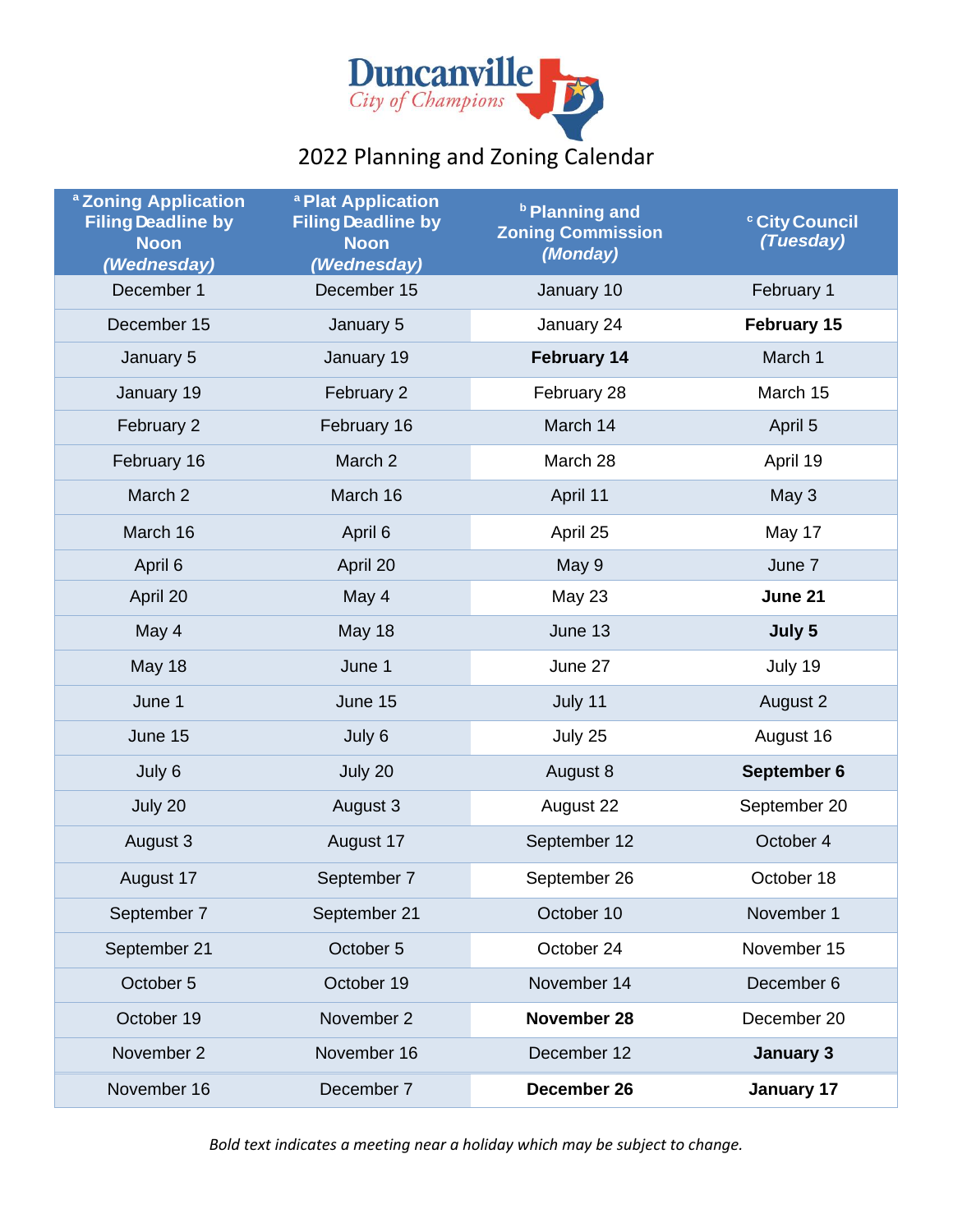Duncanville
City of Champions

# 2022 Planning and Zoning Calendar

| [a] Zoning Application Filing Deadline by Noon *(Wednesday)* | [a] Plat Application Filing Deadline by Noon *(Wednesday)* | [b] Planning and Zoning Commission *(Monday)* | [c] City Council *(Tuesday)* |
|---|---|---|---|
| December 1 | December 15 | January 10 | February 1 |
| December 15 | January 5 | January 24 | **February 15** |
| January 5 | January 19 | **February 14** | March 1 |
| January 19 | February 2 | February 28 | March 15 |
| February 2 | February 16 | March 14 | April 5 |
| February 16 | March 2 | March 28 | April 19 |
| March 2 | March 16 | April 11 | May 3 |
| March 16 | April 6 | April 25 | May 17 |
| April 6 | April 20 | May 9 | June 7 |
| April 20 | May 4 | May 23 | **June 21** |
| May 4 | May 18 | June 13 | **July 5** |
| May 18 | June 1 | June 27 | July 19 |
| June 1 | June 15 | July 11 | August 2 |
| June 15 | July 6 | July 25 | August 16 |
| July 6 | July 20 | August 8 | **September 6** |
| July 20 | August 3 | August 22 | September 20 |
| August 3 | August 17 | September 12 | October 4 |
| August 17 | September 7 | September 26 | October 18 |
| September 7 | September 21 | October 10 | November 1 |
| September 21 | October 5 | October 24 | November 15 |
| October 5 | October 19 | November 14 | December 6 |
| October 19 | November 2 | **November 28** | December 20 |
| November 2 | November 16 | December 12 | **January 3** |
| November 16 | December 7 | **December 26** | **January 17** |

*Bold text indicates a meeting near a holiday which may be subject to change.*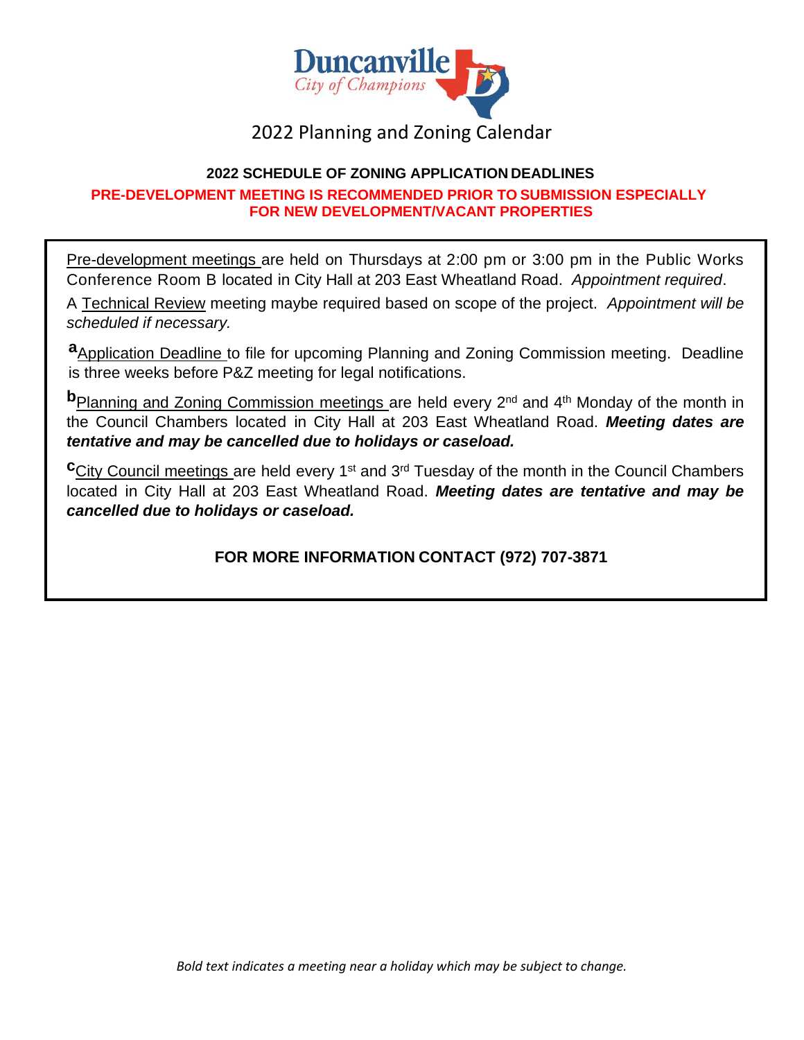Duncanville
City of Champions

# 2022 Planning and Zoning Calendar

## 2022 SCHEDULE OF ZONING APPLICATION DEADLINES

**PRE-DEVELOPMENT MEETING IS RECOMMENDED PRIOR TO SUBMISSION ESPECIALLY FOR NEW DEVELOPMENT/VACANT PROPERTIES**

Pre-development meetings are held on Thursdays at 2:00 pm or 3:00 pm in the Public Works Conference Room B located in City Hall at 203 East Wheatland Road. *Appointment required*.

A Technical Review meeting maybe required based on scope of the project. *Appointment will be scheduled if necessary.*

**a** Application Deadline to file for upcoming Planning and Zoning Commission meeting. Deadline is three weeks before P&Z meeting for legal notifications.

**b** Planning and Zoning Commission meetings are held every 2nd and 4th Monday of the month in the Council Chambers located in City Hall at 203 East Wheatland Road. ***Meeting dates are tentative and may be cancelled due to holidays or caseload.***

**c** City Council meetings are held every 1st and 3rd Tuesday of the month in the Council Chambers located in City Hall at 203 East Wheatland Road. ***Meeting dates are tentative and may be cancelled due to holidays or caseload.***

**FOR MORE INFORMATION CONTACT (972) 707-3871**

*Bold text indicates a meeting near a holiday which may be subject to change.*